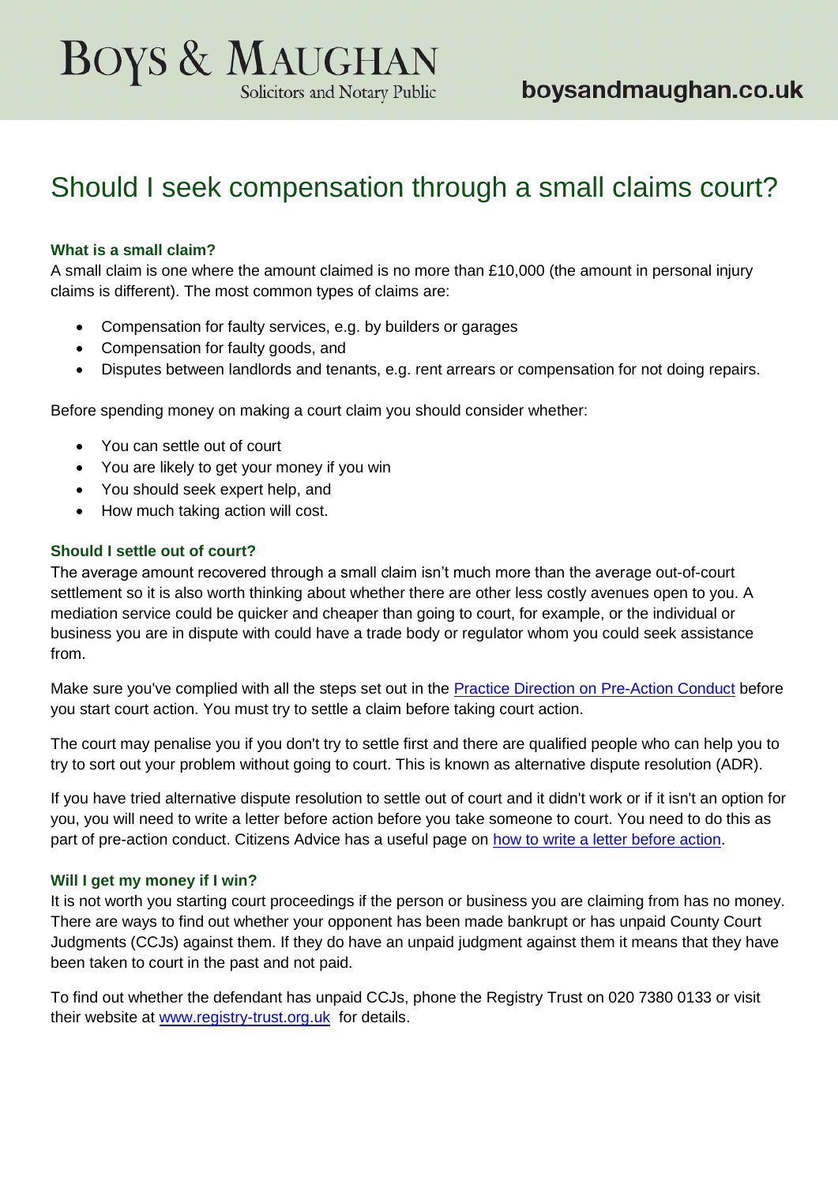# Should I seek compensation through a small claims court?

### What is a small claim?

A small claim is one where the amount claimed is no more than £10,000 (the amount in personal injury claims is different). The most common types of claims are:

- Compensation for faulty services, e.g. by builders or garages
- Compensation for faulty goods, and
- Disputes between landlords and tenants, e.g. rent arrears or compensation for not doing repairs.

Before spending money on making a court claim you should consider whether:

- You can settle out of court
- You are likely to get your money if you win
- You should seek expert help, and
- How much taking action will cost.

### Should I settle out of court?

The average amount recovered through a small claim isn't much more than the average out-of-court settlement so it is also worth thinking about whether there are other less costly avenues open to you. A mediation service could be quicker and cheaper than going to court, for example, or the individual or business you are in dispute with could have a trade body or regulator whom you could seek assistance from.

Make sure you've complied with all the steps set out in the Practice Direction on Pre-Action Conduct before you start court action. You must try to settle a claim before taking court action.

The court may penalise you if you don't try to settle first and there are qualified people who can help you to try to sort out your problem without going to court. This is known as alternative dispute resolution (ADR).

If you have tried alternative dispute resolution to settle out of court and it didn't work or if it isn't an option for you, you will need to write a letter before action before you take someone to court. You need to do this as part of pre-action conduct. Citizens Advice has a useful page on how to write a letter before action.

### Will I get my money if I win?

It is not worth you starting court proceedings if the person or business you are claiming from has no money. There are ways to find out whether your opponent has been made bankrupt or has unpaid County Court Judgments (CCJs) against them. If they do have an unpaid judgment against them it means that they have been taken to court in the past and not paid.

To find out whether the defendant has unpaid CCJs, phone the Registry Trust on 020 7380 0133 or visit their website at www.registry-trust.org.uk for details.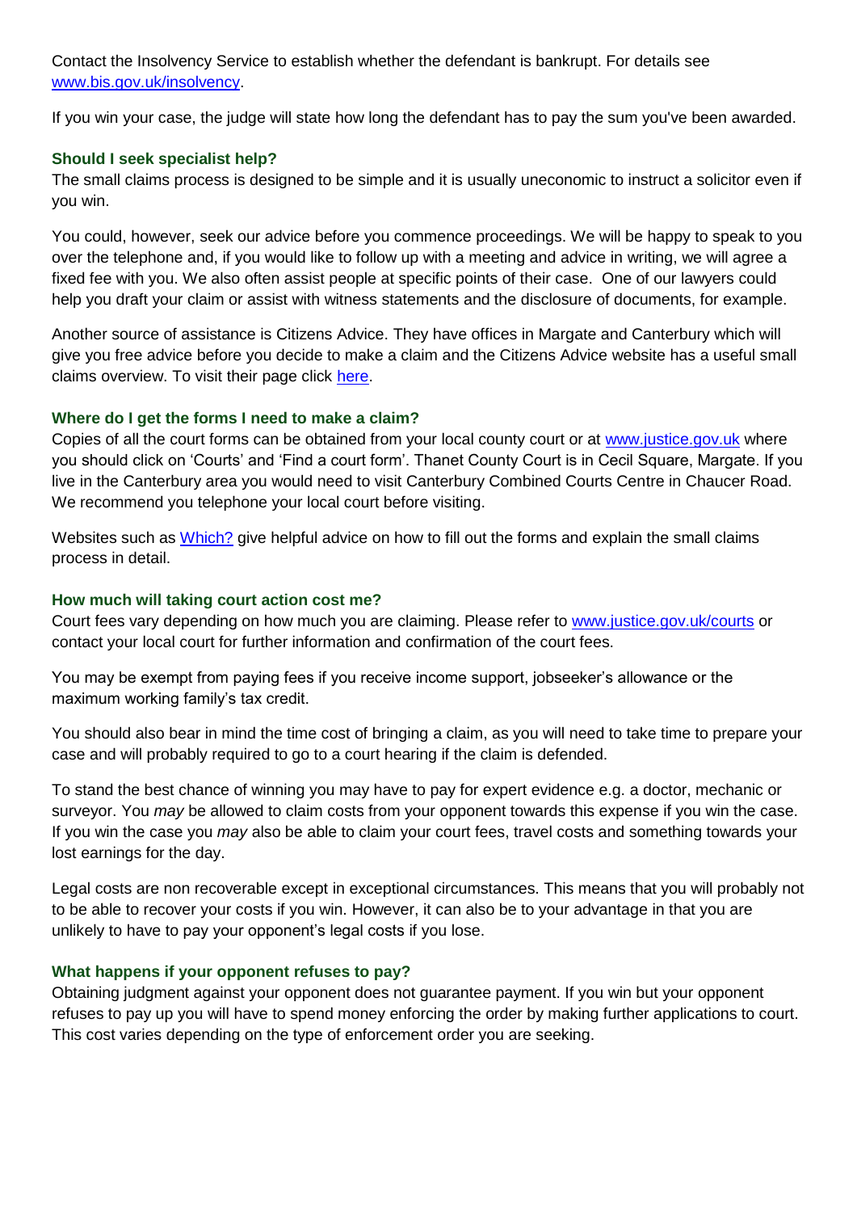Contact the Insolvency Service to establish whether the defendant is bankrupt. For details see [www.bis.gov.uk/insolvency](www.bis.gov.uk/insolvency).

If you win your case, the judge will state how long the defendant has to pay the sum you've been awarded.

### Should I seek specialist help?

The small claims process is designed to be simple and it is usually uneconomic to instruct a solicitor even if you win.

You could, however, seek our advice before you commence proceedings. We will be happy to speak to you over the telephone and, if you would like to follow up with a meeting and advice in writing, we will agree a fixed fee with you. We also often assist people at specific points of their case. One of our lawyers could help you draft your claim or assist with witness statements and the disclosure of documents, for example.

Another source of assistance is Citizens Advice. They have offices in Margate and Canterbury which will give you free advice before you decide to make a claim and the Citizens Advice website has a useful small claims overview. To visit their page click here.

### Where do I get the forms I need to make a claim?

Copies of all the court forms can be obtained from your local county court or at [www.justice.gov.uk](www.justice.gov.uk) where you should click on 'Courts' and 'Find a court form'. Thanet County Court is in Cecil Square, Margate. If you live in the Canterbury area you would need to visit Canterbury Combined Courts Centre in Chaucer Road. We recommend you telephone your local court before visiting.

Websites such as Which? give helpful advice on how to fill out the forms and explain the small claims process in detail.

### How much will taking court action cost me?

Court fees vary depending on how much you are claiming. Please refer to [www.justice.gov.uk/courts](www.justice.gov.uk/courts) or contact your local court for further information and confirmation of the court fees.

You may be exempt from paying fees if you receive income support, jobseeker's allowance or the maximum working family's tax credit.

You should also bear in mind the time cost of bringing a claim, as you will need to take time to prepare your case and will probably required to go to a court hearing if the claim is defended.

To stand the best chance of winning you may have to pay for expert evidence e.g. a doctor, mechanic or surveyor. You *may* be allowed to claim costs from your opponent towards this expense if you win the case. If you win the case you *may* also be able to claim your court fees, travel costs and something towards your lost earnings for the day.

Legal costs are non recoverable except in exceptional circumstances. This means that you will probably not to be able to recover your costs if you win. However, it can also be to your advantage in that you are unlikely to have to pay your opponent's legal costs if you lose.

### What happens if your opponent refuses to pay?

Obtaining judgment against your opponent does not guarantee payment. If you win but your opponent refuses to pay up you will have to spend money enforcing the order by making further applications to court. This cost varies depending on the type of enforcement order you are seeking.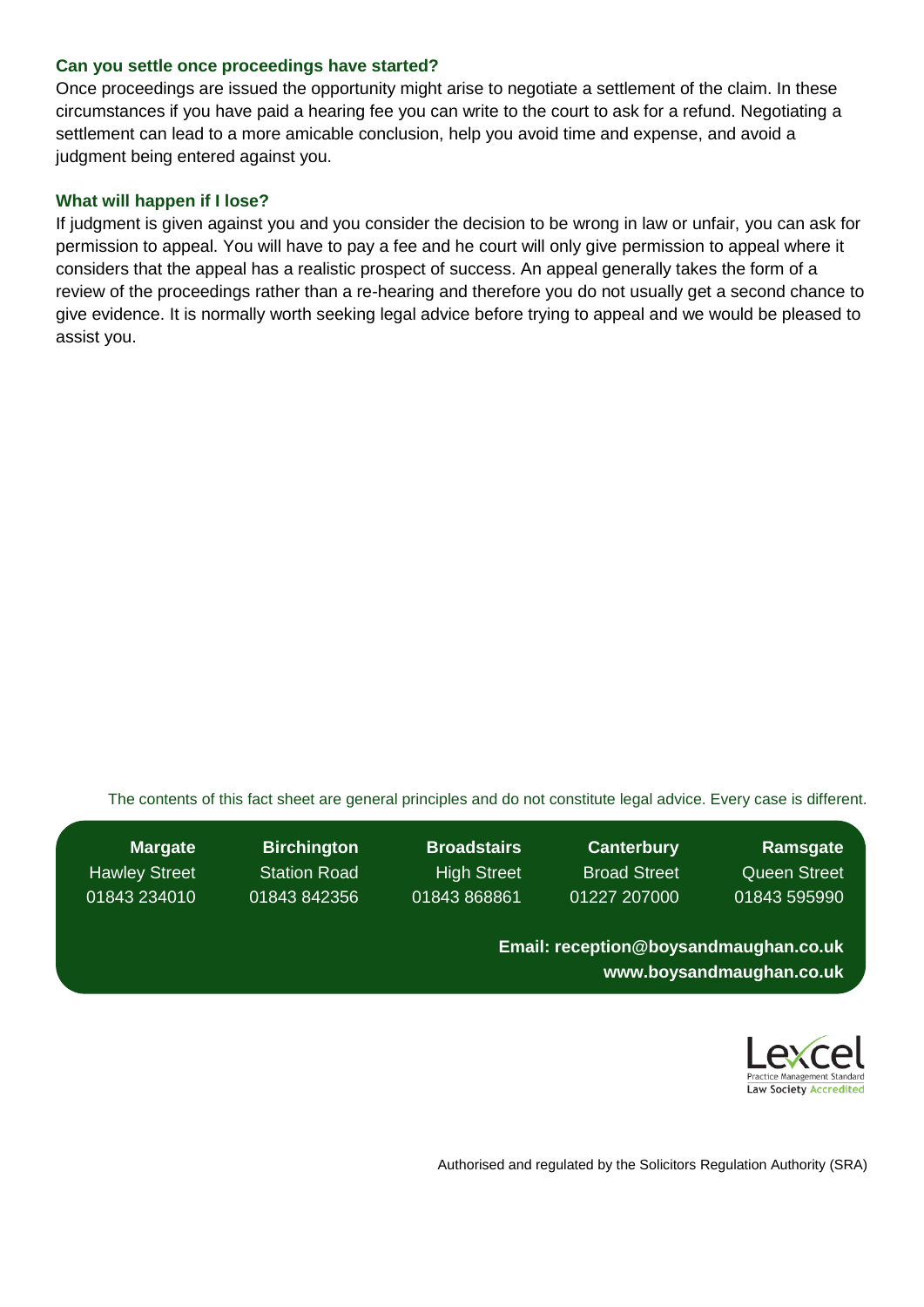### Can you settle once proceedings have started?

Once proceedings are issued the opportunity might arise to negotiate a settlement of the claim. In these circumstances if you have paid a hearing fee you can write to the court to ask for a refund. Negotiating a settlement can lead to a more amicable conclusion, help you avoid time and expense, and avoid a judgment being entered against you.

### What will happen if I lose?

If judgment is given against you and you consider the decision to be wrong in law or unfair, you can ask for permission to appeal. You will have to pay a fee and he court will only give permission to appeal where it considers that the appeal has a realistic prospect of success. An appeal generally takes the form of a review of the proceedings rather than a re-hearing and therefore you do not usually get a second chance to give evidence. It is normally worth seeking legal advice before trying to appeal and we would be pleased to assist you.

The contents of this fact sheet are general principles and do not constitute legal advice. Every case is different.

| Margate | Birchington | Broadstairs | Canterbury | Ramsgate |
|---|---|---|---|---|
| Hawley Street | Station Road | High Street | Broad Street | Queen Street |
| 01843 234010 | 01843 842356 | 01843 868861 | 01227 207000 | 01843 595990 |

**Email: reception@boysandmaughan.co.uk**
**www.boysandmaughan.co.uk**

Lexcel
Practice Management Standard
Law Society Accredited

Authorised and regulated by the Solicitors Regulation Authority (SRA)